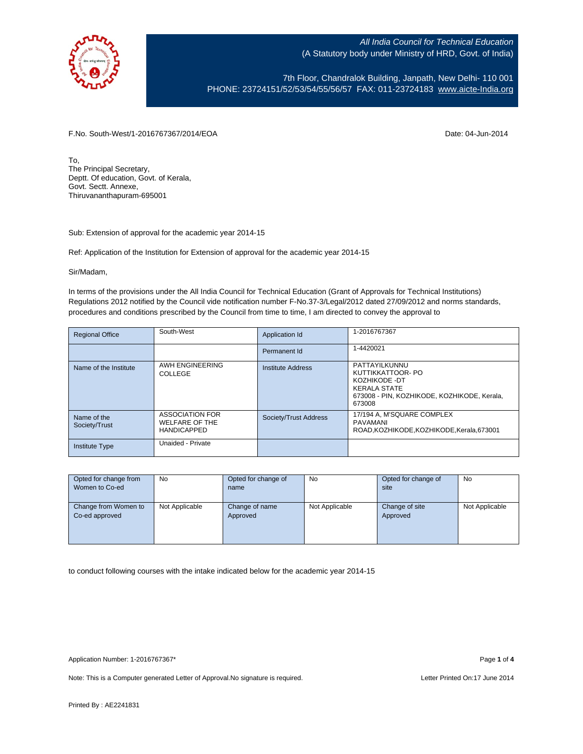All India Council for Technical Education
(A Statutory body under Ministry of HRD, Govt. of India)

7th Floor, Chandralok Building, Janpath, New Delhi- 110 001
PHONE: 23724151/52/53/54/55/56/57 FAX: 011-23724183 www.aicte-India.org

F.No. South-West/1-2016767367/2014/EOA

Date: 04-Jun-2014

To,
The Principal Secretary,
Deptt. Of education, Govt. of Kerala,
Govt. Sectt. Annexe,
Thiruvananthapuram-695001

Sub: Extension of approval for the academic year 2014-15

Ref: Application of the Institution for Extension of approval for the academic year 2014-15

Sir/Madam,

In terms of the provisions under the All India Council for Technical Education (Grant of Approvals for Technical Institutions) Regulations 2012 notified by the Council vide notification number F-No.37-3/Legal/2012 dated 27/09/2012 and norms standards, procedures and conditions prescribed by the Council from time to time, I am directed to convey the approval to

| Regional Office | South-West | Application Id | 1-2016767367 |
|---|---|---|---|
| | | Permanent Id | 1-4420021 |
| Name of the Institute | AWH ENGINEERING COLLEGE | Institute Address | PATTAYILKUNNU KUTTIKKATTOOR- PO KOZHIKODE -DT KERALA STATE 673008 - PIN, KOZHIKODE, KOZHIKODE, Kerala, 673008 |
| Name of the Society/Trust | ASSOCIATION FOR WELFARE OF THE HANDICAPPED | Society/Trust Address | 17/194 A, M'SQUARE COMPLEX PAVAMANI ROAD,KOZHIKODE,KOZHIKODE,Kerala,673001 |
| Institute Type | Unaided - Private | | |

| Opted for change from Women to Co-ed | No | Opted for change of name | No | Opted for change of site | No |
|---|---|---|---|---|---|
| Change from Women to Co-ed approved | Not Applicable | Change of name Approved | Not Applicable | Change of site Approved | Not Applicable |

to conduct following courses with the intake indicated below for the academic year 2014-15

Application Number: 1-2016767367*

Note: This is a Computer generated Letter of Approval.No signature is required.

Letter Printed On:17 June 2014

Printed By : AE2241831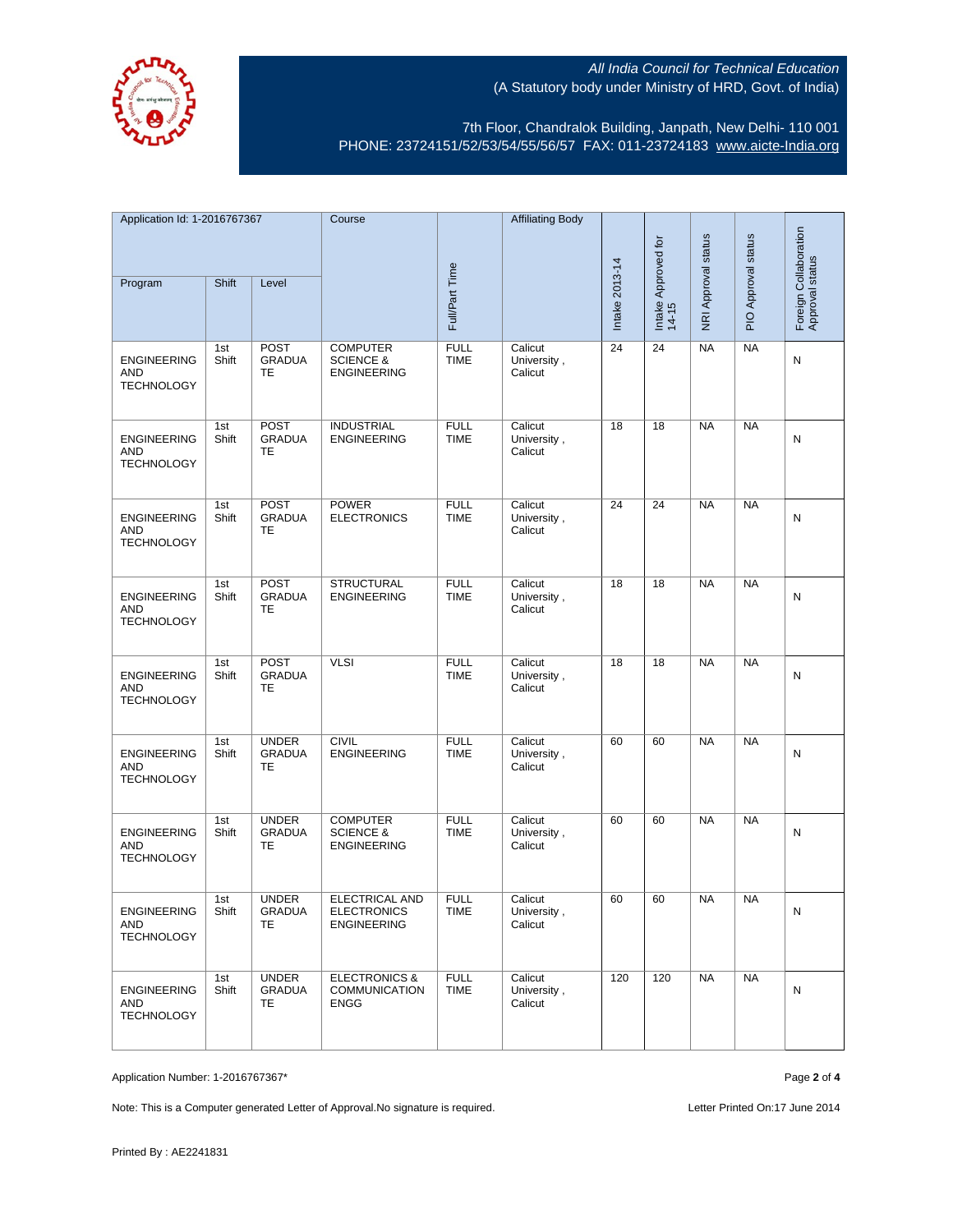All India Council for Technical Education
(A Statutory body under Ministry of HRD, Govt. of India)

7th Floor, Chandralok Building, Janpath, New Delhi- 110 001
PHONE: 23724151/52/53/54/55/56/57 FAX: 011-23724183 www.aicte-India.org

| Application Id: 1-2016767367 | | | Course | Full/Part Time | Affiliating Body | Intake 2013-14 | Intake Approved for 14-15 | NRI Approval status | PIO Approval status | Foreign Collaboration Approval status |
|---|---|---|---|---|---|---|---|---|---|---|
| Program | Shift | Level | | | | | | | | |
| ENGINEERING AND TECHNOLOGY | 1st Shift | POST GRADUATE | COMPUTER SCIENCE & ENGINEERING | FULL TIME | Calicut University , Calicut | 24 | 24 | NA | NA | N |
| ENGINEERING AND TECHNOLOGY | 1st Shift | POST GRADUATE | INDUSTRIAL ENGINEERING | FULL TIME | Calicut University , Calicut | 18 | 18 | NA | NA | N |
| ENGINEERING AND TECHNOLOGY | 1st Shift | POST GRADUATE | POWER ELECTRONICS | FULL TIME | Calicut University , Calicut | 24 | 24 | NA | NA | N |
| ENGINEERING AND TECHNOLOGY | 1st Shift | POST GRADUATE | STRUCTURAL ENGINEERING | FULL TIME | Calicut University , Calicut | 18 | 18 | NA | NA | N |
| ENGINEERING AND TECHNOLOGY | 1st Shift | POST GRADUATE | VLSI | FULL TIME | Calicut University , Calicut | 18 | 18 | NA | NA | N |
| ENGINEERING AND TECHNOLOGY | 1st Shift | UNDER GRADUATE | CIVIL ENGINEERING | FULL TIME | Calicut University , Calicut | 60 | 60 | NA | NA | N |
| ENGINEERING AND TECHNOLOGY | 1st Shift | UNDER GRADUATE | COMPUTER SCIENCE & ENGINEERING | FULL TIME | Calicut University , Calicut | 60 | 60 | NA | NA | N |
| ENGINEERING AND TECHNOLOGY | 1st Shift | UNDER GRADUATE | ELECTRICAL AND ELECTRONICS ENGINEERING | FULL TIME | Calicut University , Calicut | 60 | 60 | NA | NA | N |
| ENGINEERING AND TECHNOLOGY | 1st Shift | UNDER GRADUATE | ELECTRONICS & COMMUNICATION ENGG | FULL TIME | Calicut University , Calicut | 120 | 120 | NA | NA | N |

Application Number: 1-2016767367*

Note: This is a Computer generated Letter of Approval.No signature is required.

Letter Printed On:17 June 2014

Printed By : AE2241831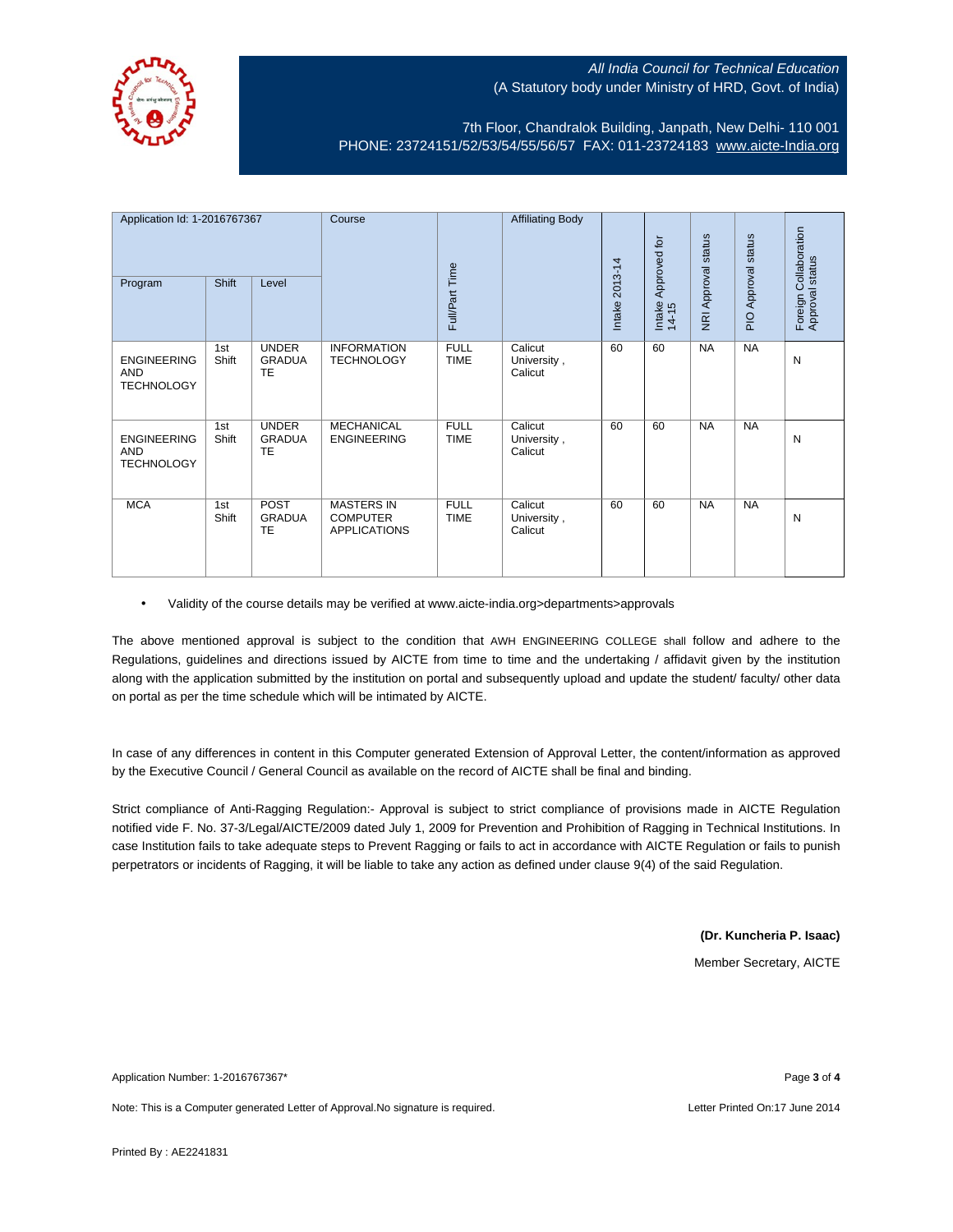All India Council for Technical Education
(A Statutory body under Ministry of HRD, Govt. of India)

7th Floor, Chandralok Building, Janpath, New Delhi- 110 001
PHONE: 23724151/52/53/54/55/56/57 FAX: 011-23724183 www.aicte-India.org

| Application Id: 1-2016767367 | | | Course | Full/Part Time | Affiliating Body | Intake 2013-14 | Intake Approved for 14-15 | NRI Approval status | PIO Approval status | Foreign Collaboration Approval status |
|---|---|---|---|---|---|---|---|---|---|---|
| Program | Shift | Level | | | | | | | | |
| ENGINEERING AND TECHNOLOGY | 1st Shift | UNDER GRADUATE | INFORMATION TECHNOLOGY | FULL TIME | Calicut University , Calicut | 60 | 60 | NA | NA | N |
| ENGINEERING AND TECHNOLOGY | 1st Shift | UNDER GRADUATE | MECHANICAL ENGINEERING | FULL TIME | Calicut University , Calicut | 60 | 60 | NA | NA | N |
| MCA | 1st Shift | POST GRADUATE | MASTERS IN COMPUTER APPLICATIONS | FULL TIME | Calicut University , Calicut | 60 | 60 | NA | NA | N |

- Validity of the course details may be verified at www.aicte-india.org>departments>approvals

The above mentioned approval is subject to the condition that AWH ENGINEERING COLLEGE shall follow and adhere to the Regulations, guidelines and directions issued by AICTE from time to time and the undertaking / affidavit given by the institution along with the application submitted by the institution on portal and subsequently upload and update the student/ faculty/ other data on portal as per the time schedule which will be intimated by AICTE.

In case of any differences in content in this Computer generated Extension of Approval Letter, the content/information as approved by the Executive Council / General Council as available on the record of AICTE shall be final and binding.

Strict compliance of Anti-Ragging Regulation:- Approval is subject to strict compliance of provisions made in AICTE Regulation notified vide F. No. 37-3/Legal/AICTE/2009 dated July 1, 2009 for Prevention and Prohibition of Ragging in Technical Institutions. In case Institution fails to take adequate steps to Prevent Ragging or fails to act in accordance with AICTE Regulation or fails to punish perpetrators or incidents of Ragging, it will be liable to take any action as defined under clause 9(4) of the said Regulation.

**(Dr. Kuncheria P. Isaac)**

Member Secretary, AICTE

Application Number: 1-2016767367*

Note: This is a Computer generated Letter of Approval.No signature is required.

Letter Printed On:17 June 2014

Printed By : AE2241831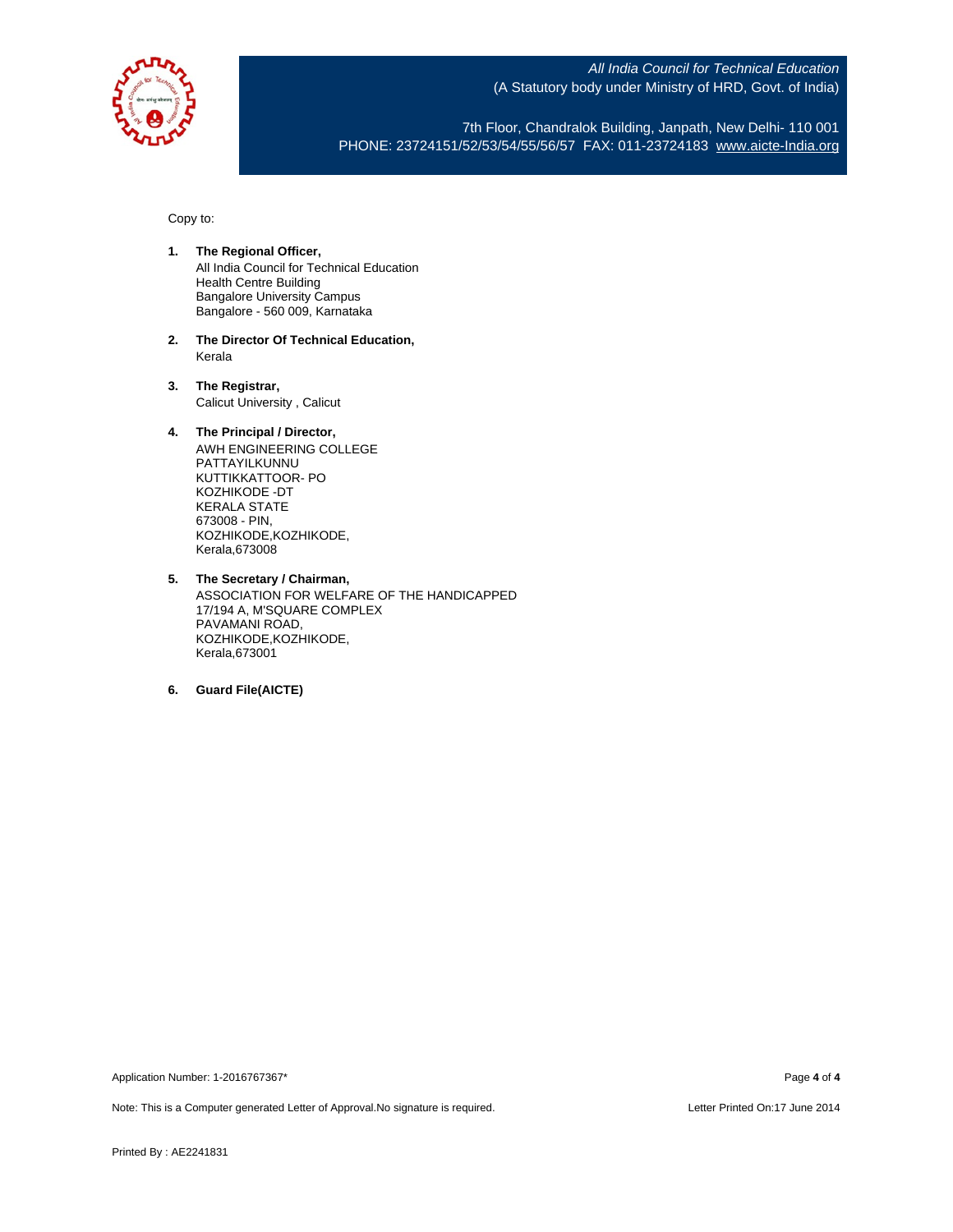All India Council for Technical Education
(A Statutory body under Ministry of HRD, Govt. of India)

7th Floor, Chandralok Building, Janpath, New Delhi- 110 001
PHONE: 23724151/52/53/54/55/56/57 FAX: 011-23724183 www.aicte-India.org

Copy to:

1. **The Regional Officer,**
   All India Council for Technical Education
   Health Centre Building
   Bangalore University Campus
   Bangalore - 560 009, Karnataka

2. **The Director Of Technical Education,**
   Kerala

3. **The Registrar,**
   Calicut University , Calicut

4. **The Principal / Director,**
   AWH ENGINEERING COLLEGE
   PATTAYILKUNNU
   KUTTIKKATTOOR- PO
   KOZHIKODE -DT
   KERALA STATE
   673008 - PIN,
   KOZHIKODE,KOZHIKODE,
   Kerala,673008

5. **The Secretary / Chairman,**
   ASSOCIATION FOR WELFARE OF THE HANDICAPPED
   17/194 A, M'SQUARE COMPLEX
   PAVAMANI ROAD,
   KOZHIKODE,KOZHIKODE,
   Kerala,673001

6. **Guard File(AICTE)**

Application Number: 1-2016767367*

Note: This is a Computer generated Letter of Approval.No signature is required.

Letter Printed On:17 June 2014

Printed By : AE2241831